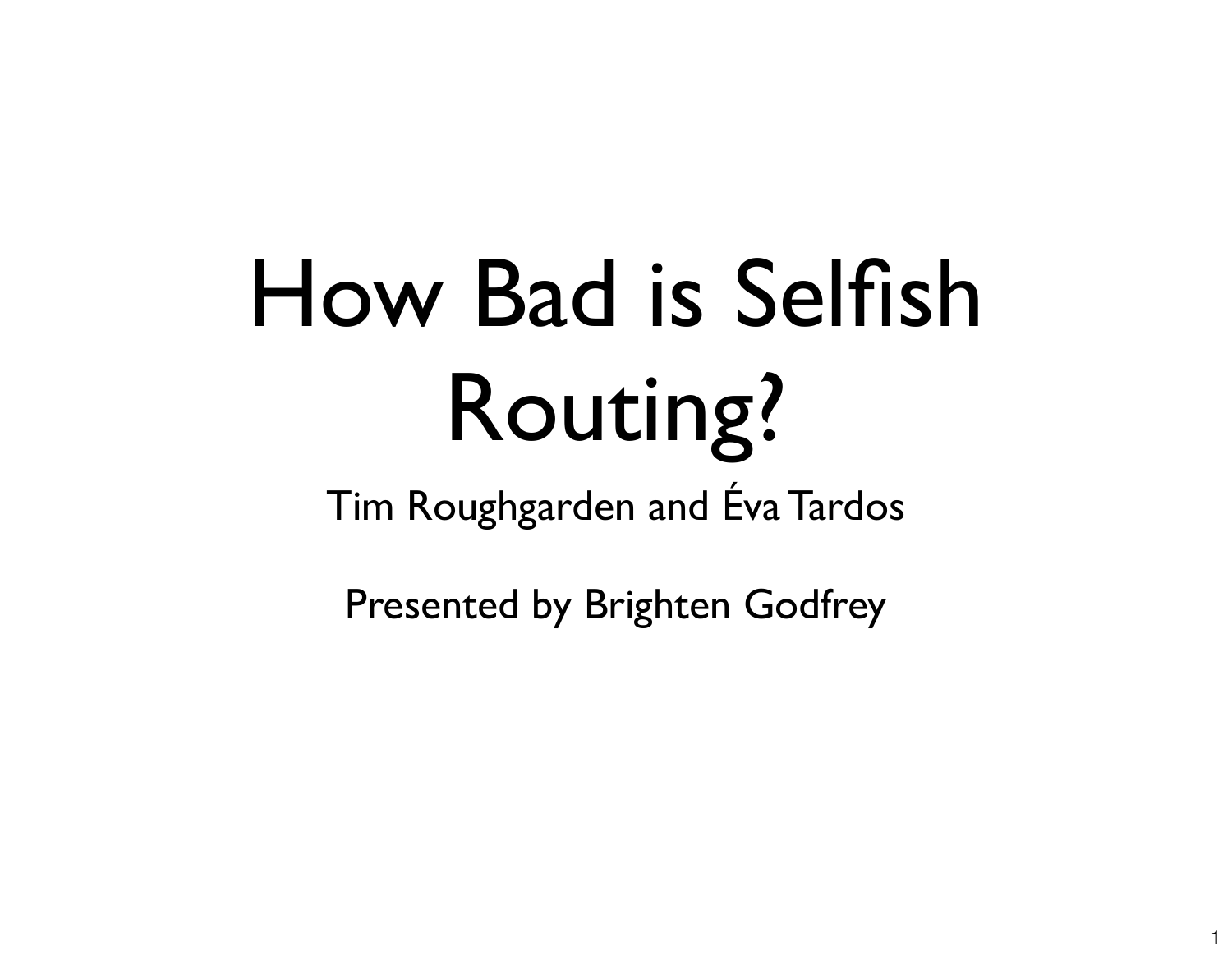# How Bad is Selfish Routing?

Tim Roughgarden and Éva Tardos

Presented by Brighten Godfrey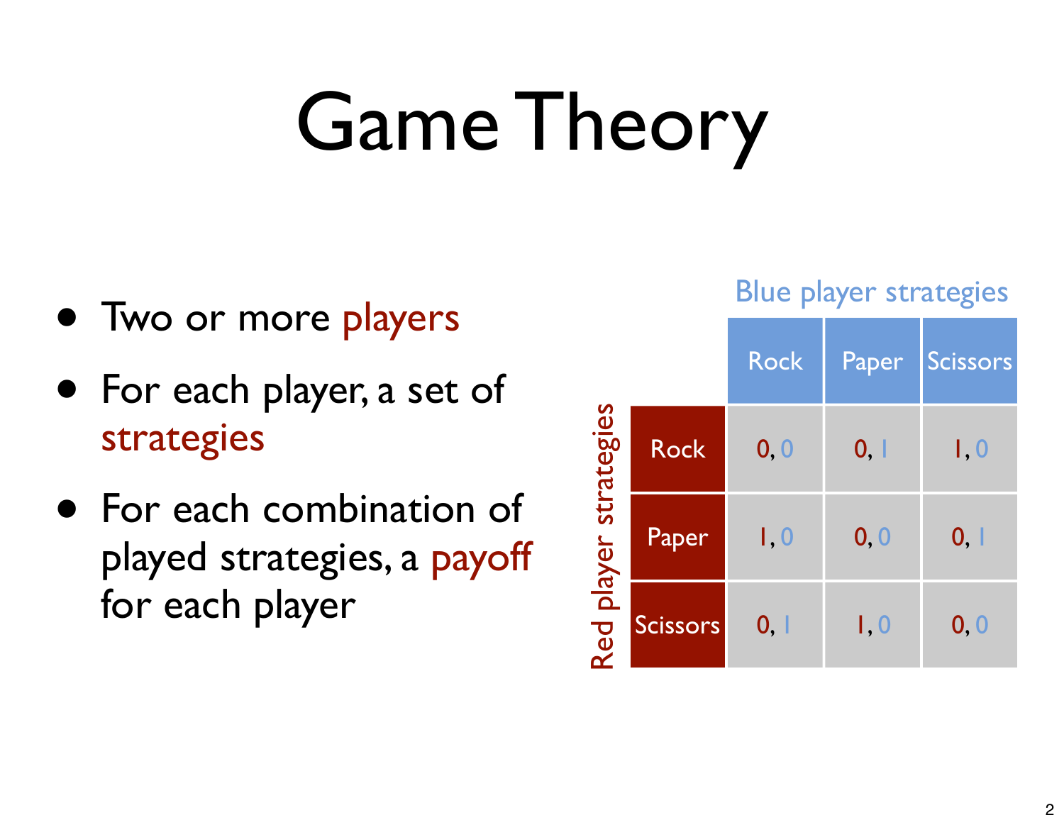# Game Theory

- Two or more players
- For each player, a set of strategies
- For each combination of played strategies, a payoff for each player

Blue player strategies

| Red player strategies | Rock | Paper | Scissors |
|---|---|---|---|
| Rock | 0, 0 | 0, 1 | 1, 0 |
| Paper | 1, 0 | 0, 0 | 0, 1 |
| Scissors | 0, 1 | 1, 0 | 0, 0 |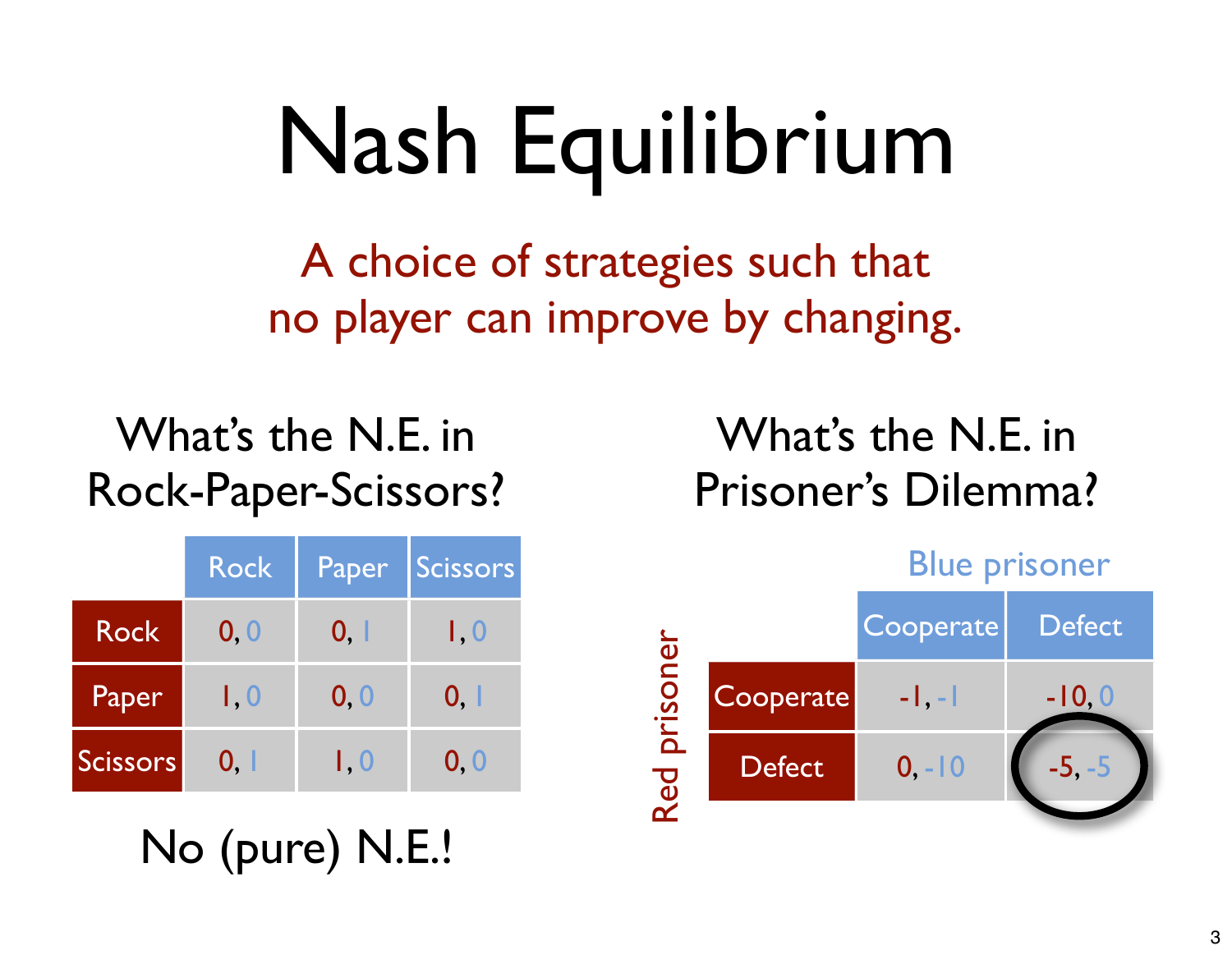# Nash Equilibrium

A choice of strategies such that no player can improve by changing.

## What's the N.E. in Rock-Paper-Scissors?

| | Rock | Paper | Scissors |
|---|---|---|---|
| **Rock** | 0, 0 | 0, 1 | 1, 0 |
| **Paper** | 1, 0 | 0, 0 | 0, 1 |
| **Scissors** | 0, 1 | 1, 0 | 0, 0 |

No (pure) N.E.!

## What's the N.E. in Prisoner's Dilemma?

Blue prisoner (columns), Red prisoner (rows)

| | Cooperate | Defect |
|---|---|---|
| **Cooperate** | -1, -1 | -10, 0 |
| **Defect** | 0, -10 | -5, -5 |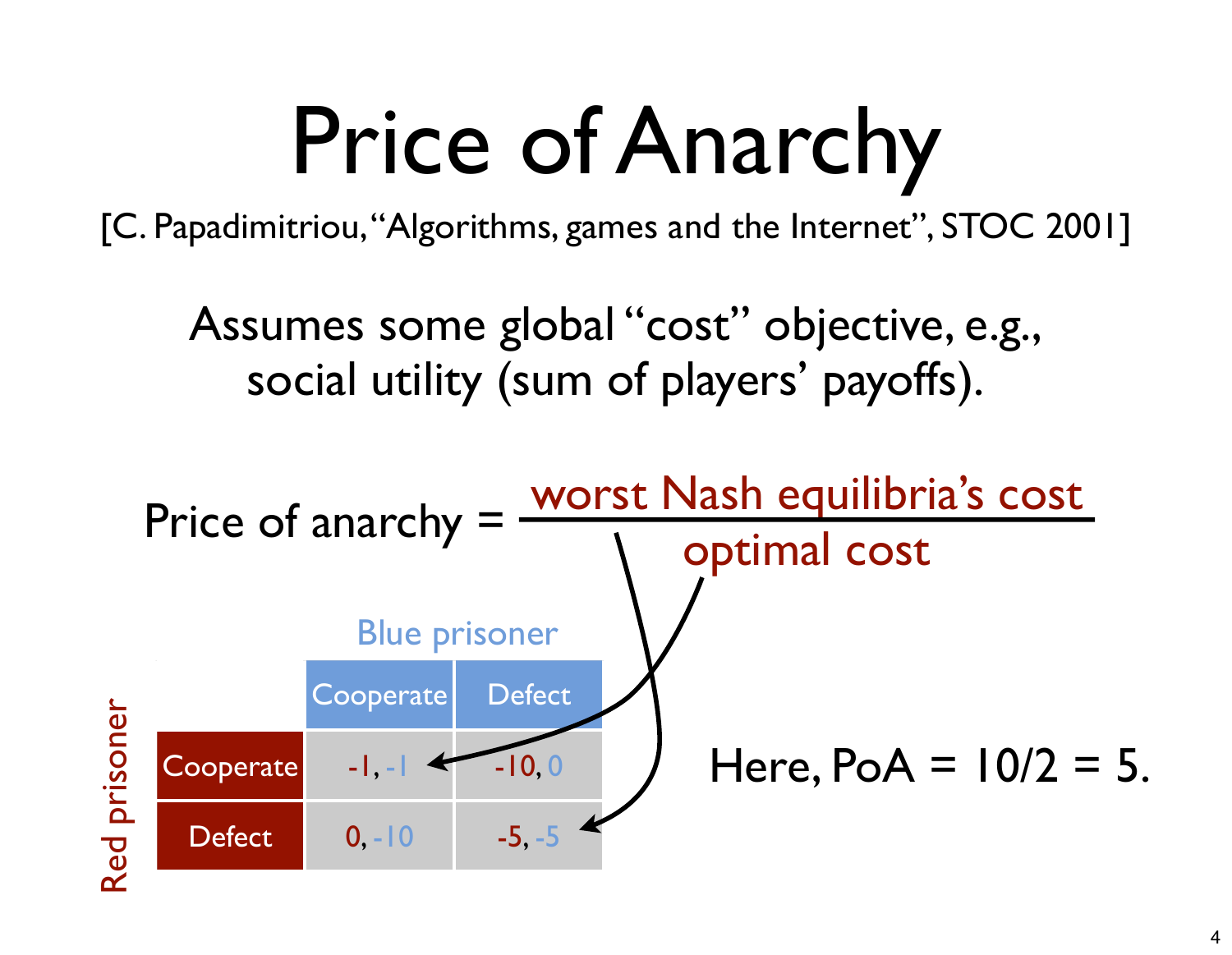# Price of Anarchy

[C. Papadimitriou, "Algorithms, games and the Internet", STOC 2001]

Assumes some global "cost" objective, e.g., social utility (sum of players' payoffs).

$$\text{Price of anarchy} = \frac{\text{worst Nash equilibria's cost}}{\text{optimal cost}}$$

| Red prisoner \ Blue prisoner | Cooperate | Defect |
|---|---|---|
| Cooperate | -1, -1 | -10, 0 |
| Defect | 0, -10 | -5, -5 |

Here, PoA = 10/2 = 5.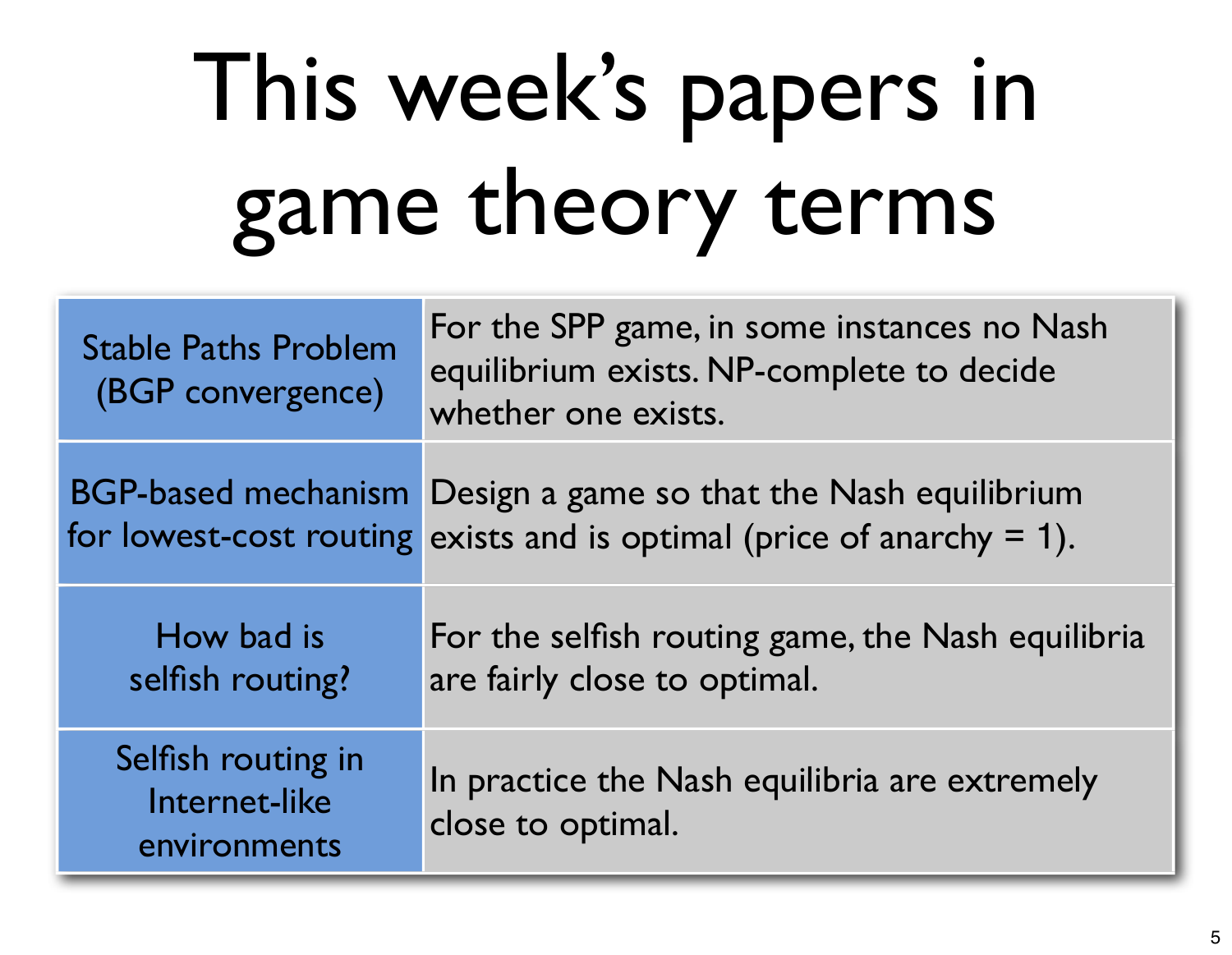# This week's papers in game theory terms

| | |
|---|---|
| Stable Paths Problem (BGP convergence) | For the SPP game, in some instances no Nash equilibrium exists. NP-complete to decide whether one exists. |
| BGP-based mechanism for lowest-cost routing | Design a game so that the Nash equilibrium exists and is optimal (price of anarchy = 1). |
| How bad is selfish routing? | For the selfish routing game, the Nash equilibria are fairly close to optimal. |
| Selfish routing in Internet-like environments | In practice the Nash equilibria are extremely close to optimal. |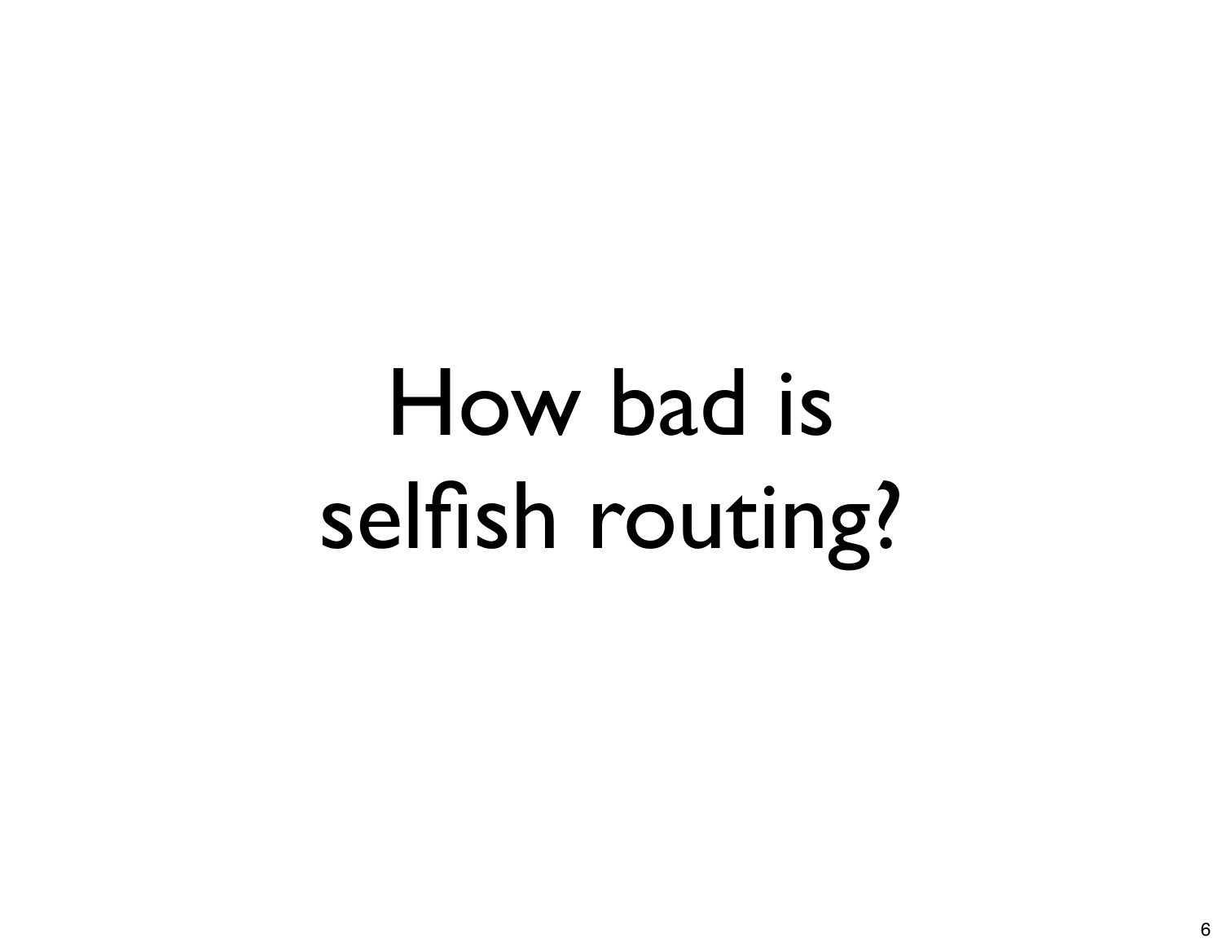# How bad is selfish routing?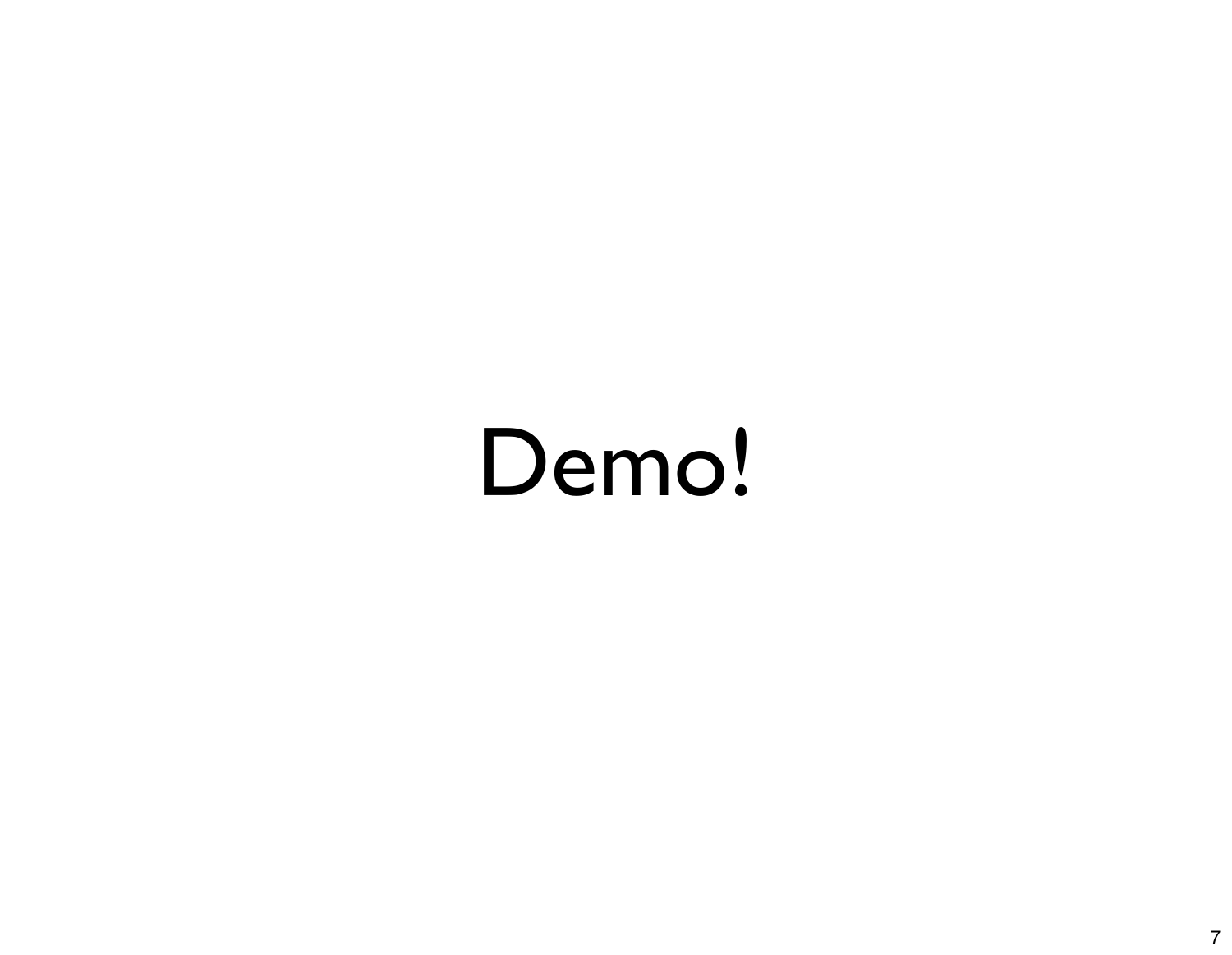# Demo!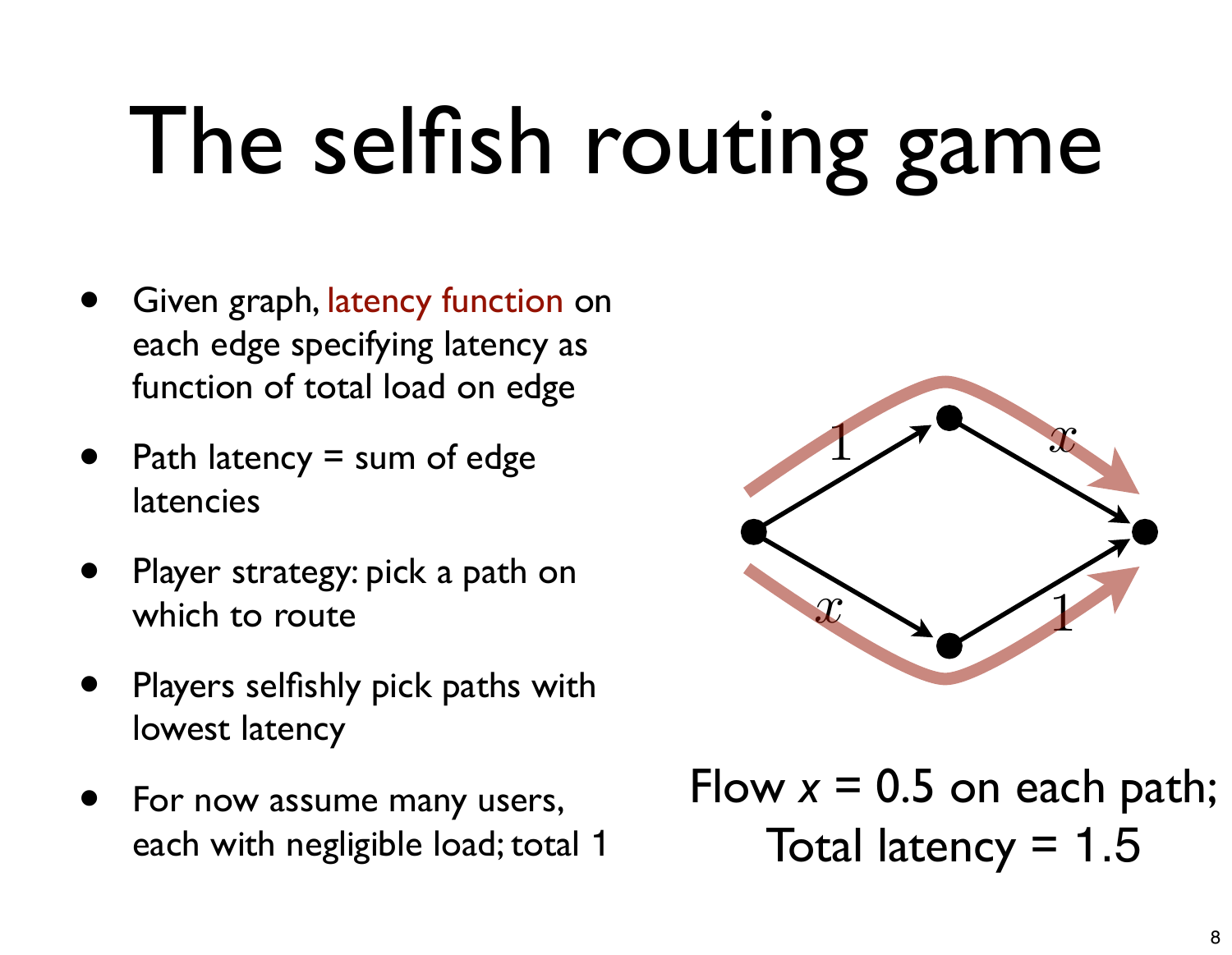# The selfish routing game

- Given graph, latency function on each edge specifying latency as function of total load on edge
- Path latency = sum of edge latencies
- Player strategy: pick a path on which to route
- Players selfishly pick paths with lowest latency
- For now assume many users, each with negligible load; total 1

Flow $x$ = 0.5 on each path;
Total latency = 1.5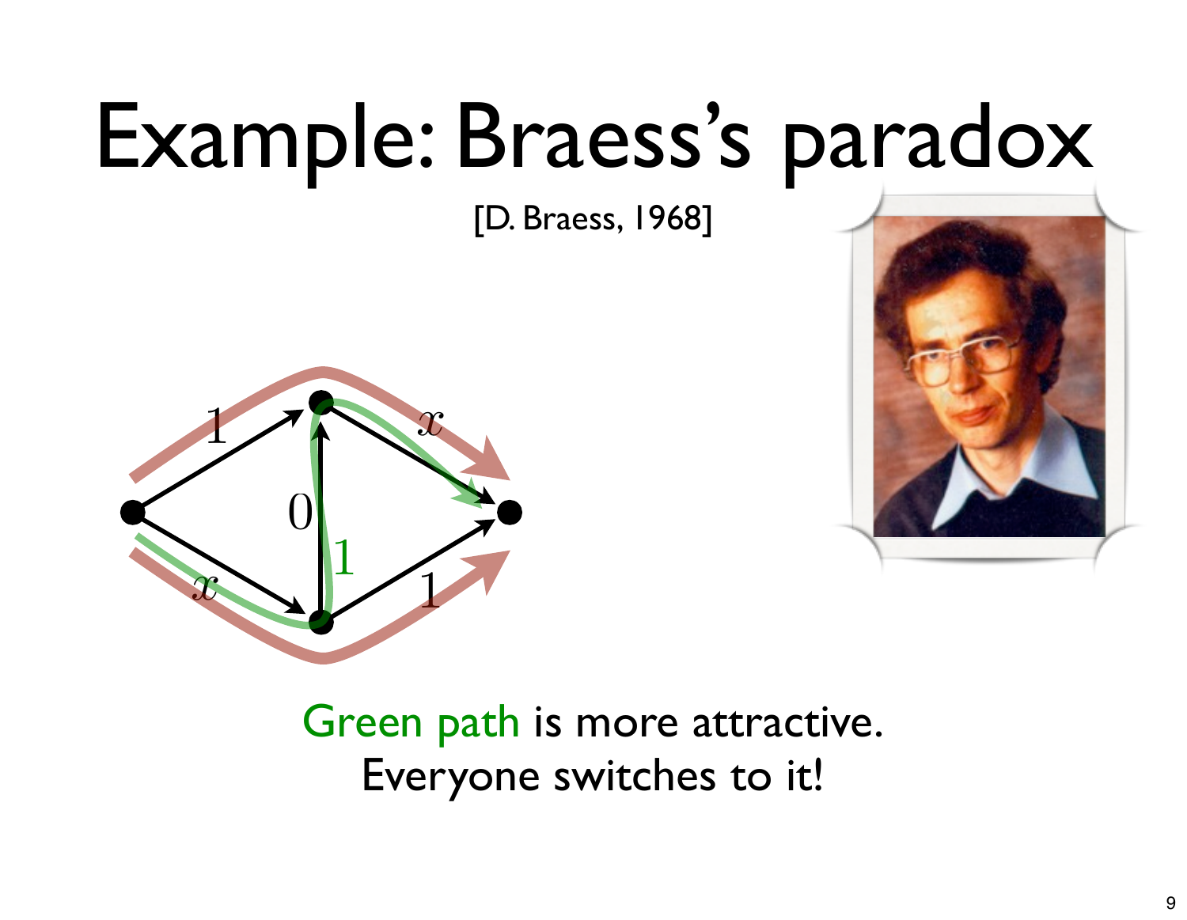# Example: Braess's paradox

[D. Braess, 1968]

Green path is more attractive.
Everyone switches to it!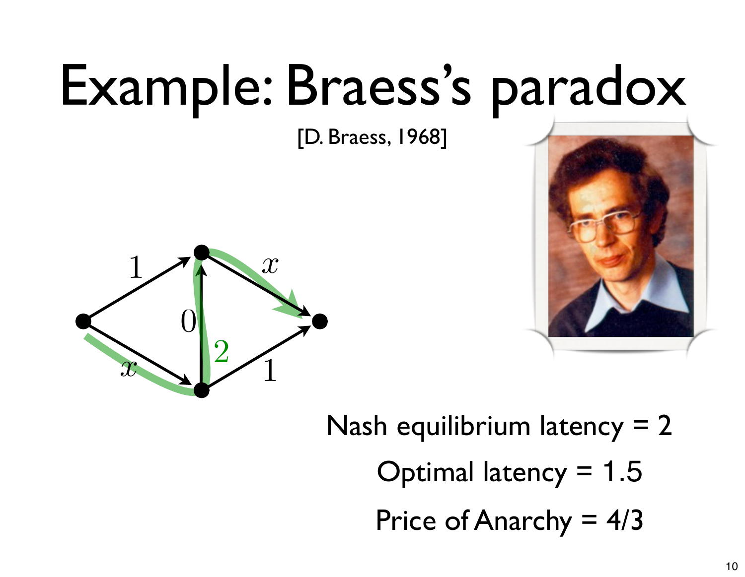# Example: Braess's paradox

[D. Braess, 1968]

Nash equilibrium latency = 2

Optimal latency = 1.5

Price of Anarchy = 4/3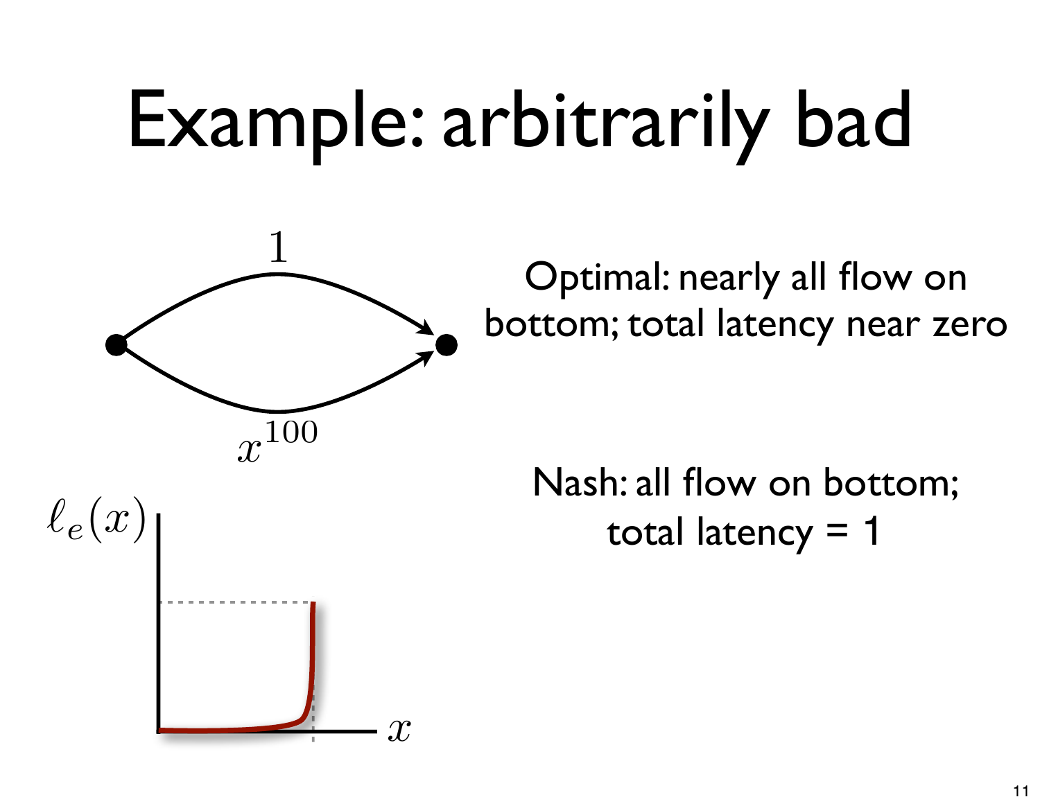# Example: arbitrarily bad

$1$

$x^{100}$

$\ell_e(x)$

$x$

Optimal: nearly all flow on bottom; total latency near zero

Nash: all flow on bottom; total latency = 1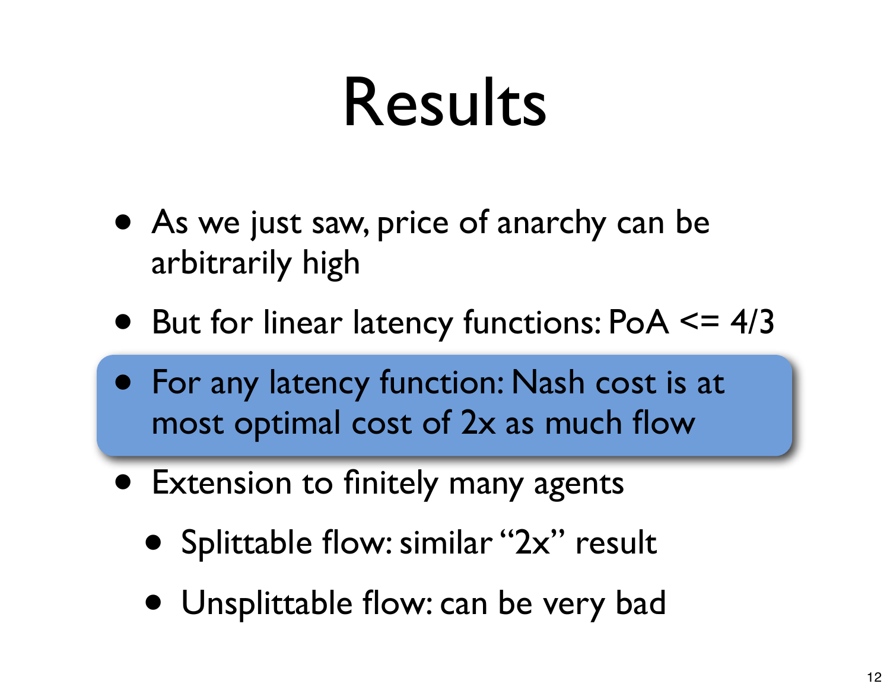# Results

- As we just saw, price of anarchy can be arbitrarily high
- But for linear latency functions: PoA <= 4/3
- For any latency function: Nash cost is at most optimal cost of 2x as much flow
- Extension to finitely many agents
  - Splittable flow: similar "2x" result
  - Unsplittable flow: can be very bad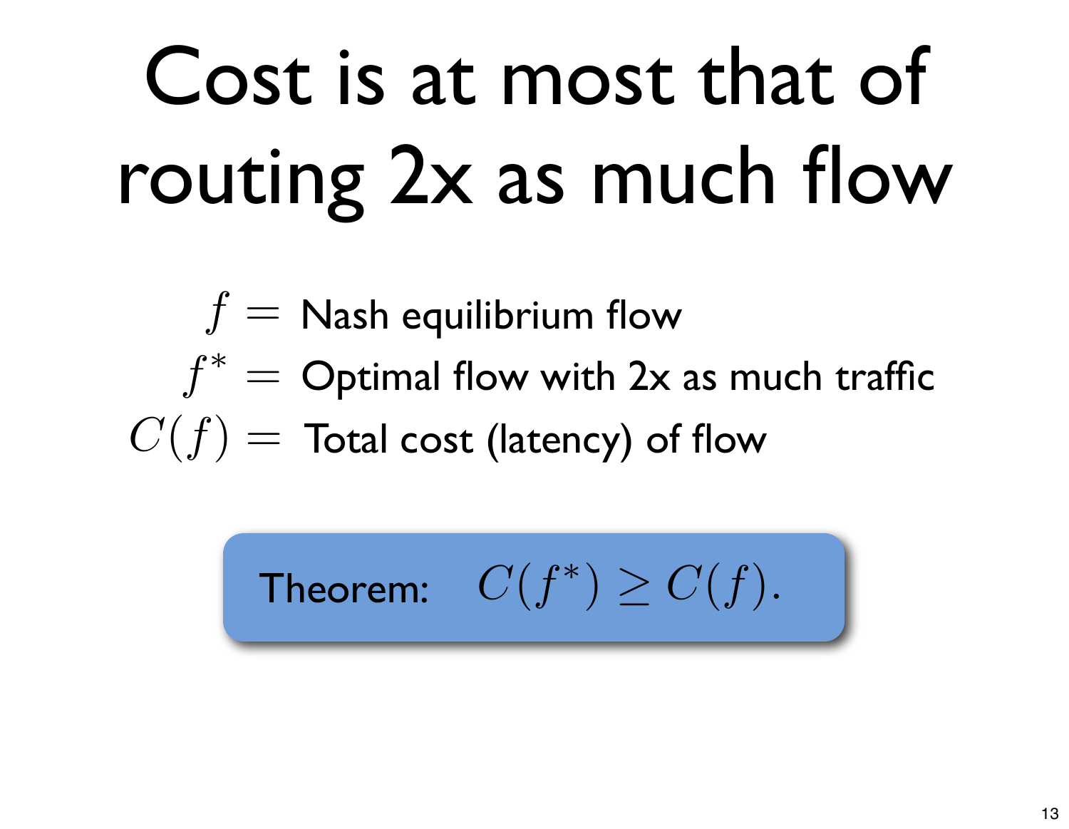# Cost is at most that of routing 2x as much flow

$f =$ Nash equilibrium flow

$f^* =$ Optimal flow with 2x as much traffic

$C(f) =$ Total cost (latency) of flow

**Theorem:** $C(f^*) \geq C(f).$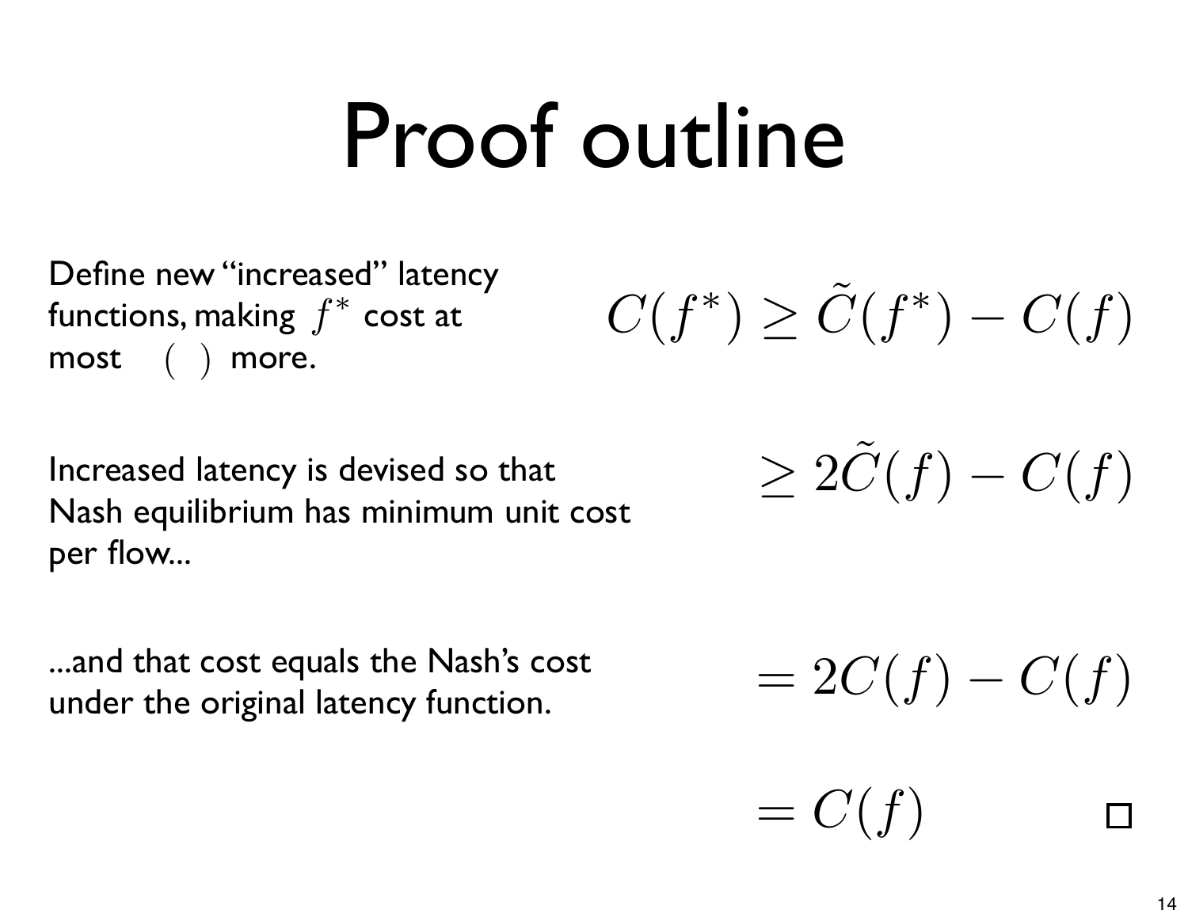# Proof outline

Define new “increased” latency functions, making $f^*$ cost at most $(\ )$ more.

$$C(f^*) \geq \tilde{C}(f^*) - C(f)$$

Increased latency is devised so that Nash equilibrium has minimum unit cost per flow...

$$\geq 2\tilde{C}(f) - C(f)$$

...and that cost equals the Nash’s cost under the original latency function.

$$= 2C(f) - C(f)$$

$$= C(f) \qquad \square$$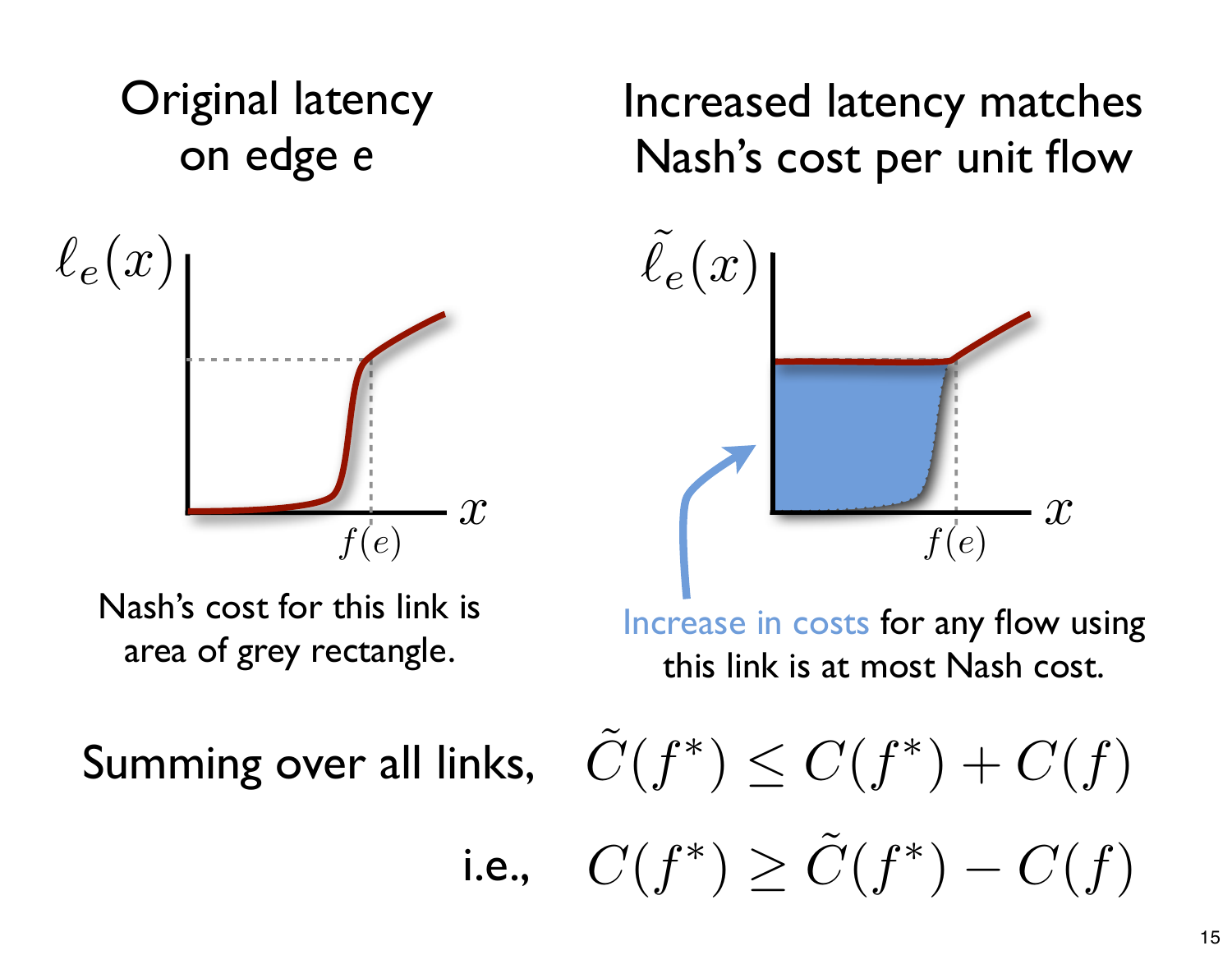Original latency on edge e

$\ell_e(x)$

$x$

$f(e)$

Nash's cost for this link is area of grey rectangle.

Increased latency matches Nash's cost per unit flow

$\tilde{\ell}_e(x)$

$x$

$f(e)$

Increase in costs for any flow using this link is at most Nash cost.

Summing over all links, $\tilde{C}(f^*) \leq C(f^*) + C(f)$

i.e., $C(f^*) \geq \tilde{C}(f^*) - C(f)$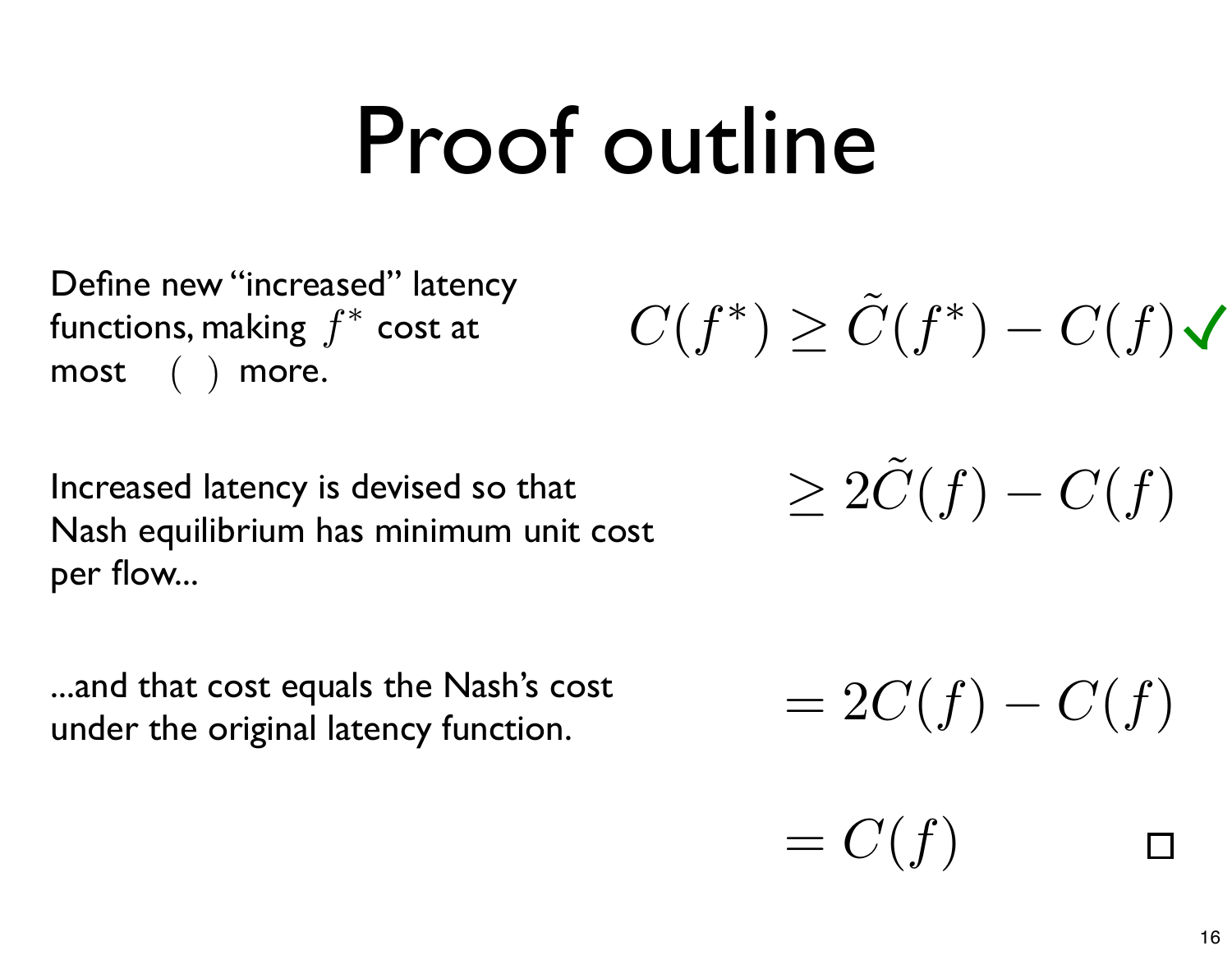# Proof outline

Define new "increased" latency functions, making $f^*$ cost at most $(\;)$ more.

$$C(f^*) \geq \tilde{C}(f^*) - C(f) \checkmark$$

Increased latency is devised so that Nash equilibrium has minimum unit cost per flow...

$$\geq 2\tilde{C}(f) - C(f)$$

...and that cost equals the Nash's cost under the original latency function.

$$= 2C(f) - C(f)$$

$$= C(f) \qquad \square$$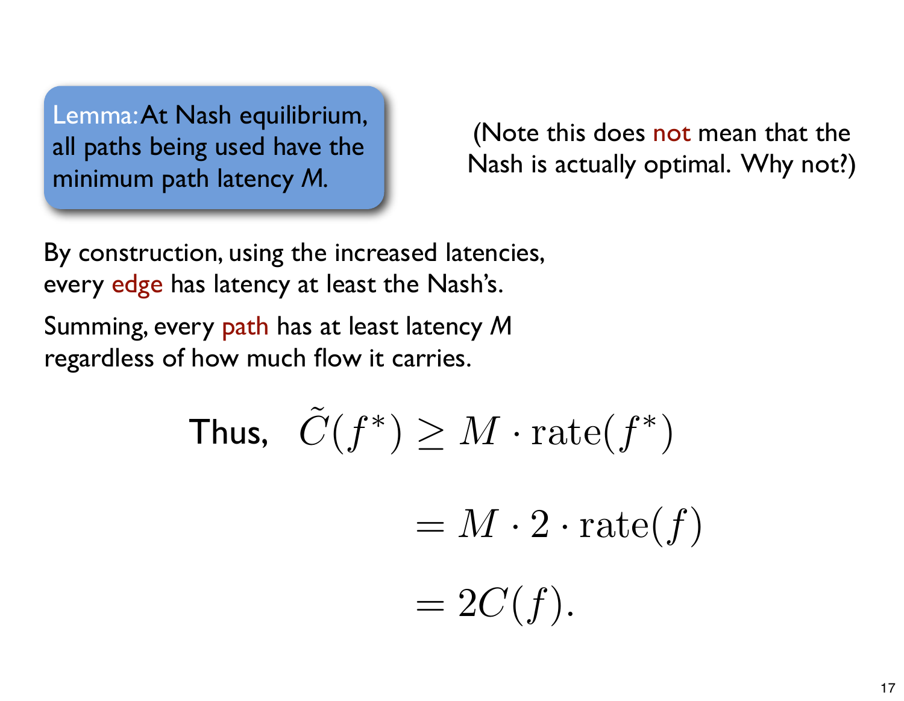**Lemma:** At Nash equilibrium, all paths being used have the minimum path latency *M*.

(Note this does not mean that the Nash is actually optimal. Why not?)

By construction, using the increased latencies, every edge has latency at least the Nash's.

Summing, every path has at least latency *M* regardless of how much flow it carries.

$$
\begin{aligned}
\text{Thus,} \quad \tilde{C}(f^*) &\geq M \cdot \mathrm{rate}(f^*) \\
&= M \cdot 2 \cdot \mathrm{rate}(f) \\
&= 2C(f).
\end{aligned}
$$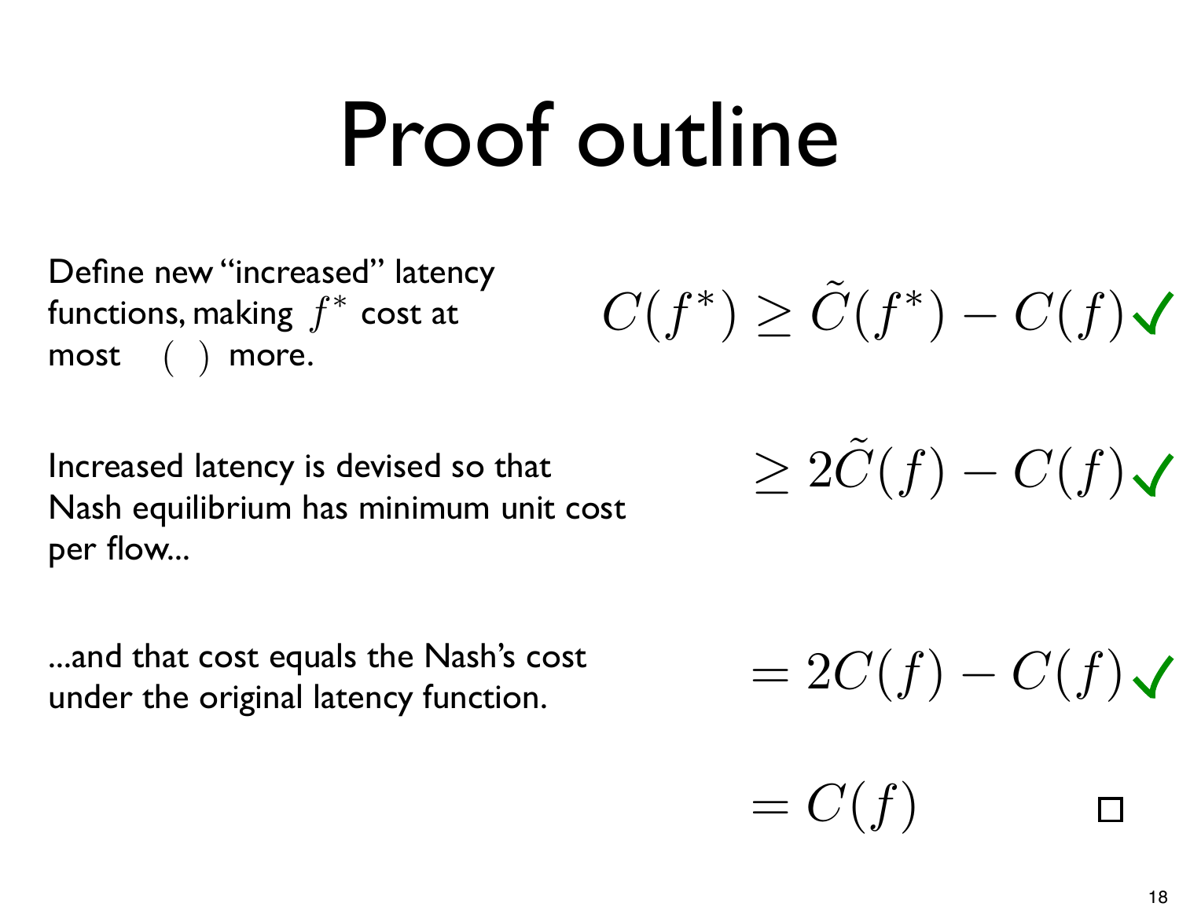# Proof outline

Define new "increased" latency functions, making $f^*$ cost at most ( ) more.

$$C(f^*) \geq \tilde{C}(f^*) - C(f) \checkmark$$

Increased latency is devised so that Nash equilibrium has minimum unit cost per flow...

$$\geq 2\tilde{C}(f) - C(f) \checkmark$$

...and that cost equals the Nash's cost under the original latency function.

$$= 2C(f) - C(f) \checkmark$$

$$= C(f) \qquad \square$$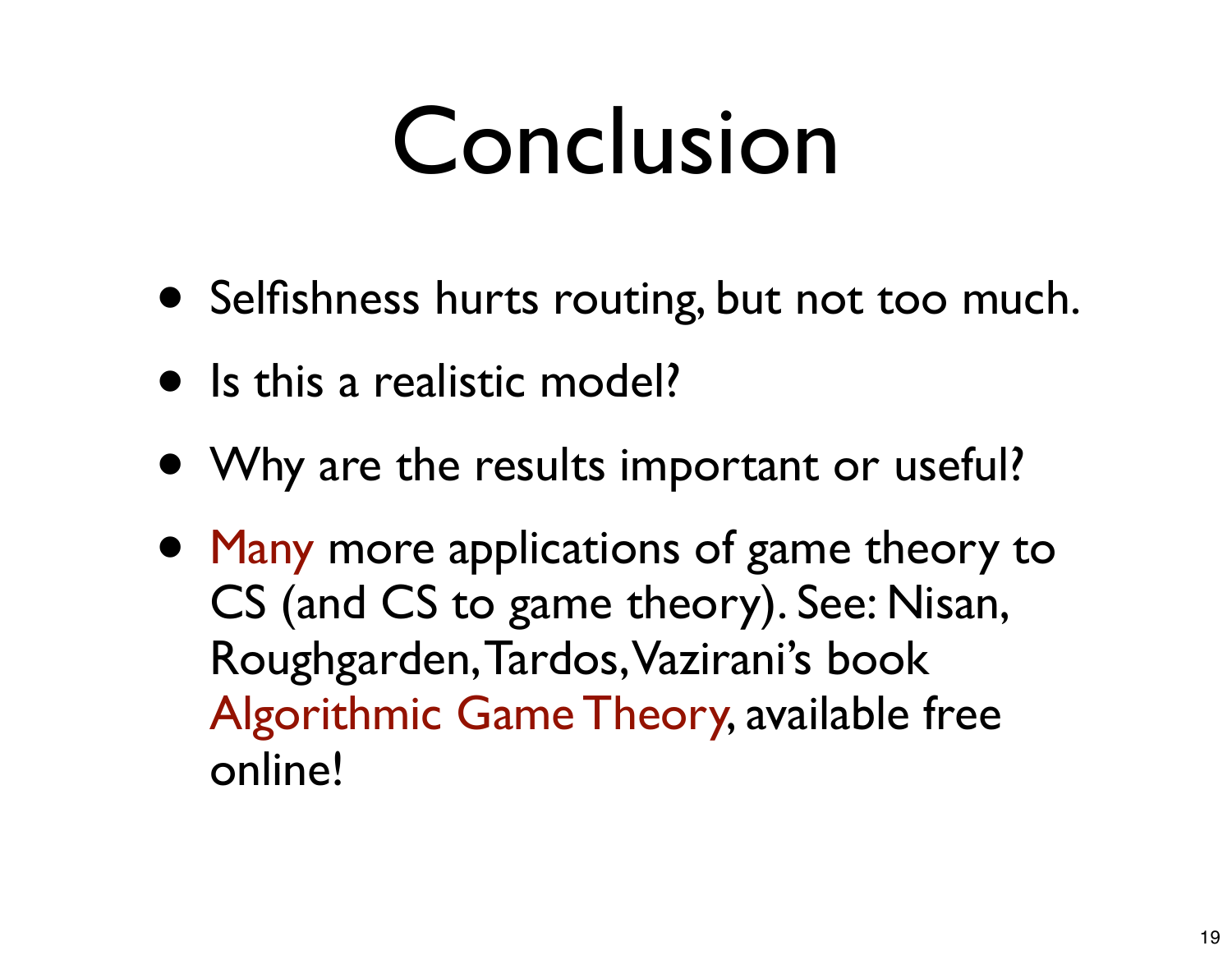# Conclusion

- Selfishness hurts routing, but not too much.
- Is this a realistic model?
- Why are the results important or useful?
- Many more applications of game theory to CS (and CS to game theory). See: Nisan, Roughgarden, Tardos, Vazirani's book Algorithmic Game Theory, available free online!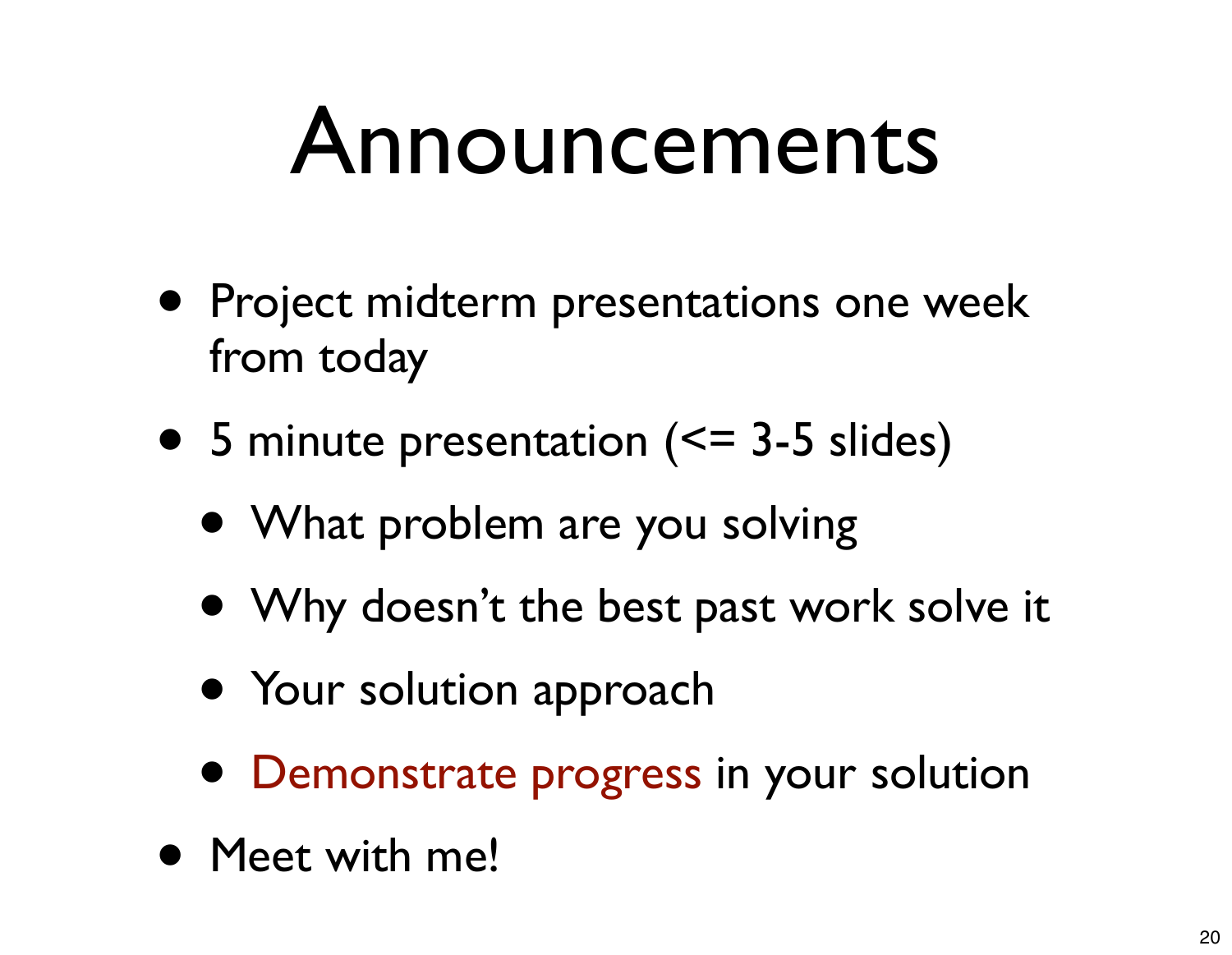# Announcements

- Project midterm presentations one week from today
- 5 minute presentation (<= 3-5 slides)
  - What problem are you solving
  - Why doesn't the best past work solve it
  - Your solution approach
  - Demonstrate progress in your solution
- Meet with me!